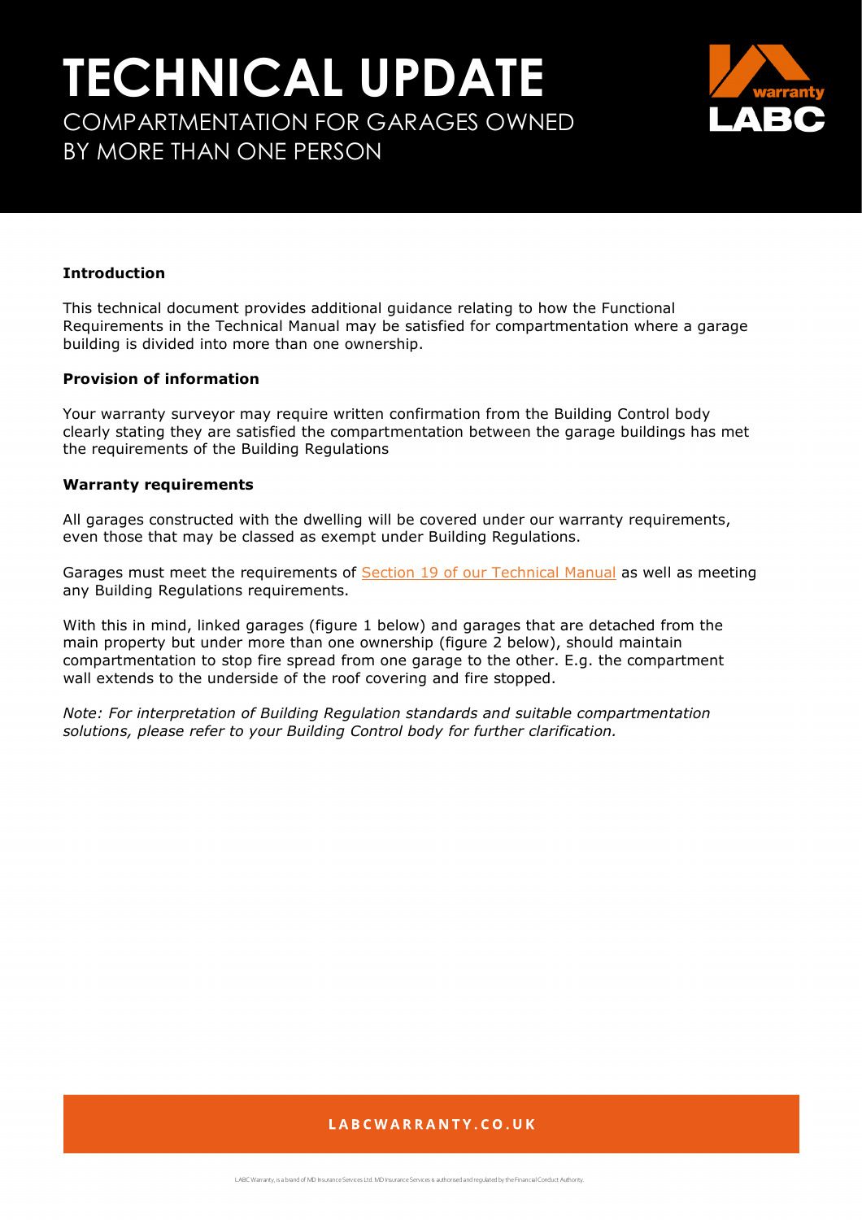# TECHNICAL UPDATE

## COMPARTMENTATION FOR GARAGES OWNED BY MORE THAN ONE PERSON

**Introduction**

This technical document provides additional guidance relating to how the Functional Requirements in the Technical Manual may be satisfied for compartmentation where a garage building is divided into more than one ownership.

**Provision of information**

Your warranty surveyor may require written confirmation from the Building Control body clearly stating they are satisfied the compartmentation between the garage buildings has met the requirements of the Building Regulations

**Warranty requirements**

All garages constructed with the dwelling will be covered under our warranty requirements, even those that may be classed as exempt under Building Regulations.

Garages must meet the requirements of Section 19 of our Technical Manual as well as meeting any Building Regulations requirements.

With this in mind, linked garages (figure 1 below) and garages that are detached from the main property but under more than one ownership (figure 2 below), should maintain compartmentation to stop fire spread from one garage to the other. E.g. the compartment wall extends to the underside of the roof covering and fire stopped.

*Note: For interpretation of Building Regulation standards and suitable compartmentation solutions, please refer to your Building Control body for further clarification.*

LABCWARRANTY.CO.UK

LABC Warranty, is a brand of MD Insurance Services Ltd. MD Insurance Services is authorised and regulated by the Financial Conduct Authority.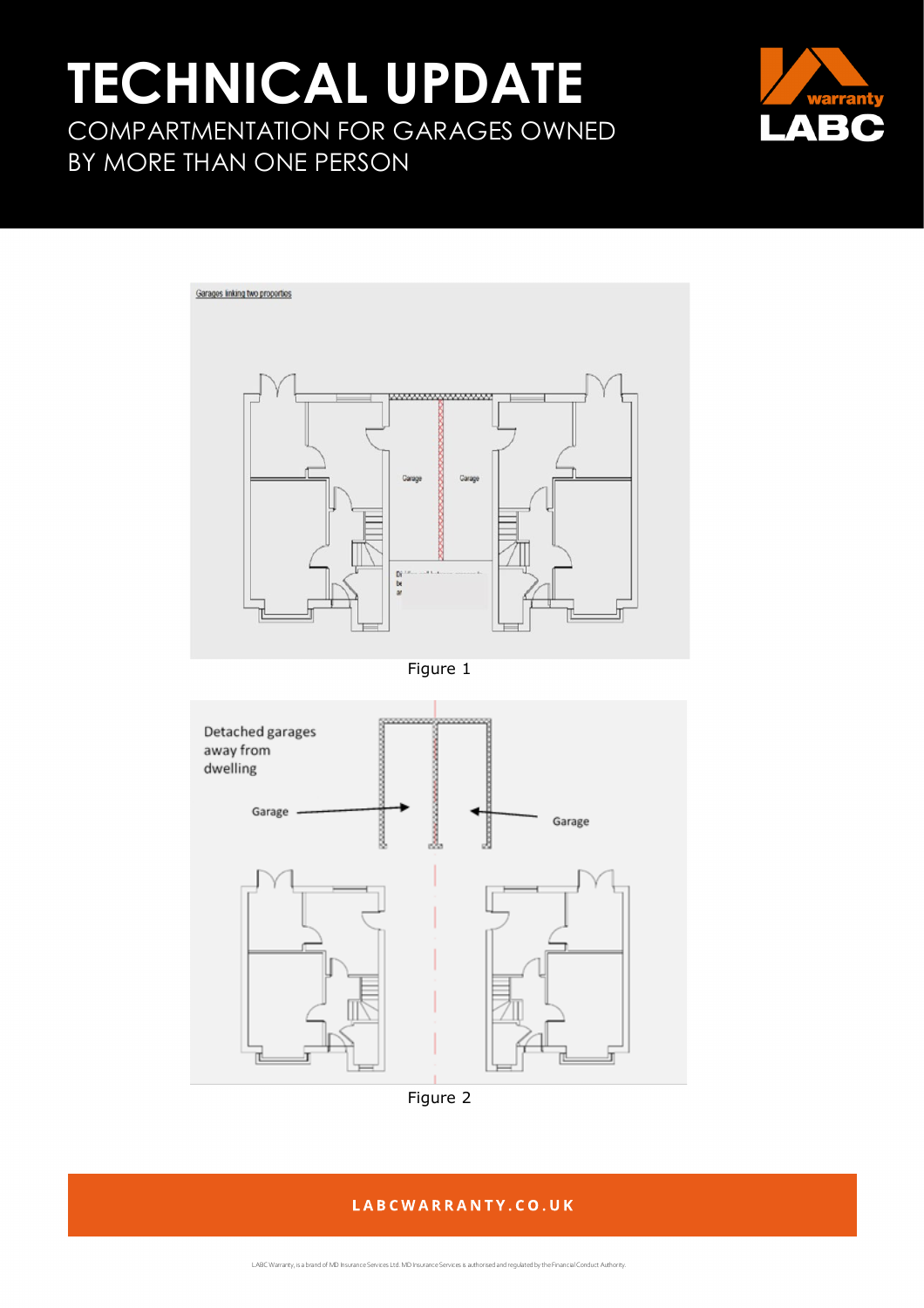# TECHNICAL UPDATE

COMPARTMENTATION FOR GARAGES OWNED BY MORE THAN ONE PERSON

Figure 1

Figure 2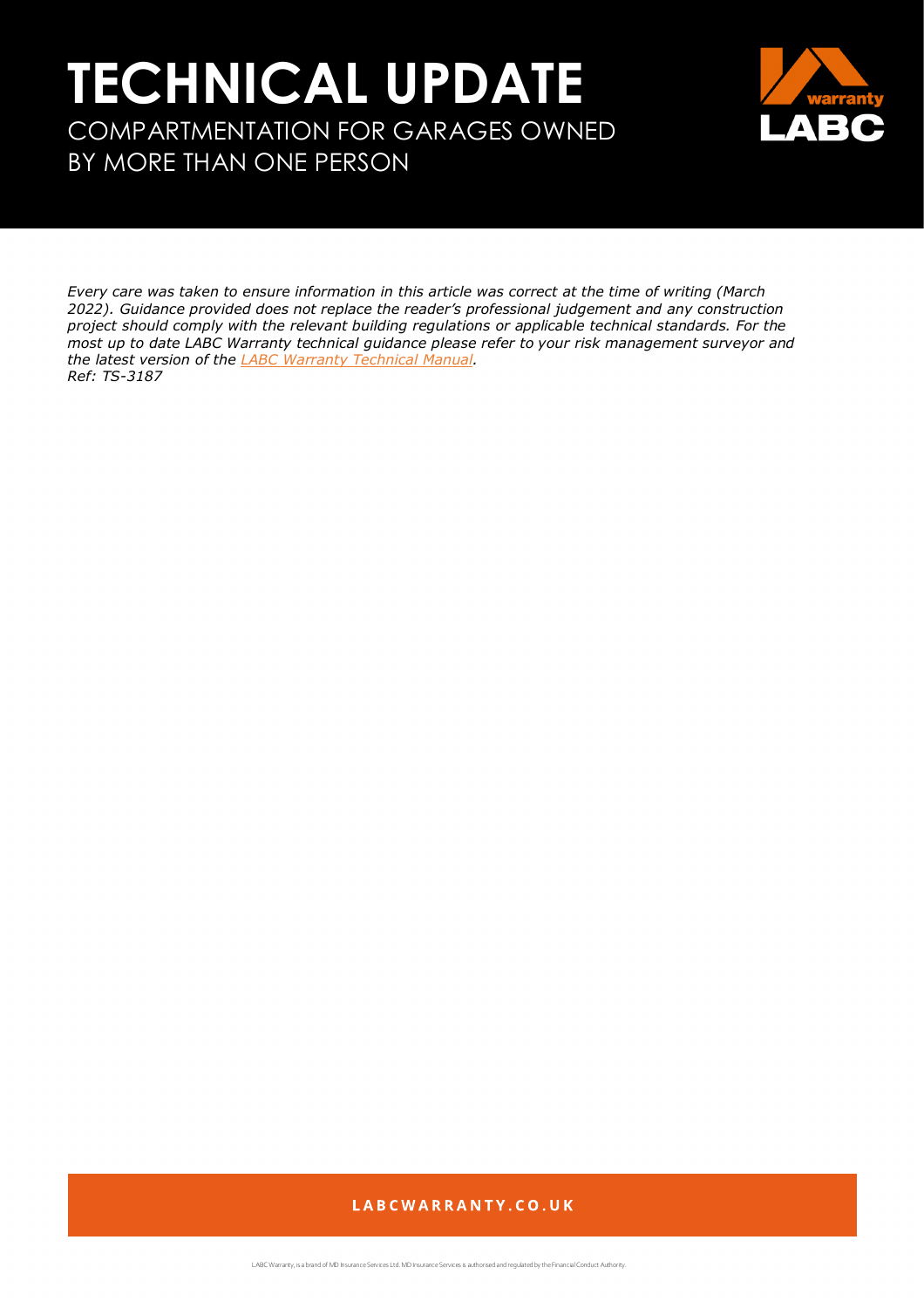# TECHNICAL UPDATE

COMPARTMENTATION FOR GARAGES OWNED BY MORE THAN ONE PERSON

*Every care was taken to ensure information in this article was correct at the time of writing (March 2022). Guidance provided does not replace the reader's professional judgement and any construction project should comply with the relevant building regulations or applicable technical standards. For the most up to date LABC Warranty technical guidance please refer to your risk management surveyor and the latest version of the [LABC Warranty Technical Manual](). Ref: TS-3187*

LABCWARRANTY.CO.UK

LABC Warranty, is a brand of MD Insurance Services Ltd. MD Insurance Services is authorised and regulated by the Financial Conduct Authority.